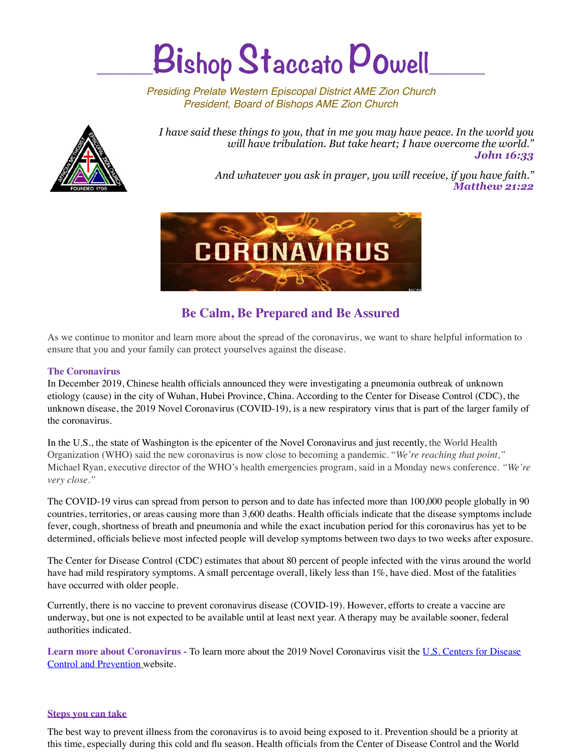# Bishop Staccato Powell

*Presiding Prelate Western Episcopal District AME Zion Church*
*President, Board of Bishops AME Zion Church*

*I have said these things to you, that in me you may have peace. In the world you will have tribulation. But take heart; I have overcome the world."*
***John 16:33***

*And whatever you ask in prayer, you will receive, if you have faith."*
***Matthew 21:22***

## Be Calm, Be Prepared and Be Assured

As we continue to monitor and learn more about the spread of the coronavirus, we want to share helpful information to ensure that you and your family can protect yourselves against the disease.

**The Coronavirus**

In December 2019, Chinese health officials announced they were investigating a pneumonia outbreak of unknown etiology (cause) in the city of Wuhan, Hubei Province, China. According to the Center for Disease Control (CDC), the unknown disease, the 2019 Novel Coronavirus (COVID-19), is a new respiratory virus that is part of the larger family of the coronavirus.

In the U.S., the state of Washington is the epicenter of the Novel Coronavirus and just recently, the World Health Organization (WHO) said the new coronavirus is now close to becoming a pandemic. "*We're reaching that point,"* Michael Ryan, executive director of the WHO's health emergencies program, said in a Monday news conference. *"We're very close."*

The COVID-19 virus can spread from person to person and to date has infected more than 100,000 people globally in 90 countries, territories, or areas causing more than 3,600 deaths. Health officials indicate that the disease symptoms include fever, cough, shortness of breath and pneumonia and while the exact incubation period for this coronavirus has yet to be determined, officials believe most infected people will develop symptoms between two days to two weeks after exposure.

The Center for Disease Control (CDC) estimates that about 80 percent of people infected with the virus around the world have had mild respiratory symptoms. A small percentage overall, likely less than 1%, have died. Most of the fatalities have occurred with older people.

Currently, there is no vaccine to prevent coronavirus disease (COVID-19). However, efforts to create a vaccine are underway, but one is not expected to be available until at least next year. A therapy may be available sooner, federal authorities indicated.

**Learn more about Coronavirus -** To learn more about the 2019 Novel Coronavirus visit the [U.S. Centers for Disease Control and Prevention](#) website.

**Steps you can take**

The best way to prevent illness from the coronavirus is to avoid being exposed to it. Prevention should be a priority at this time, especially during this cold and flu season. Health officials from the Center of Disease Control and the World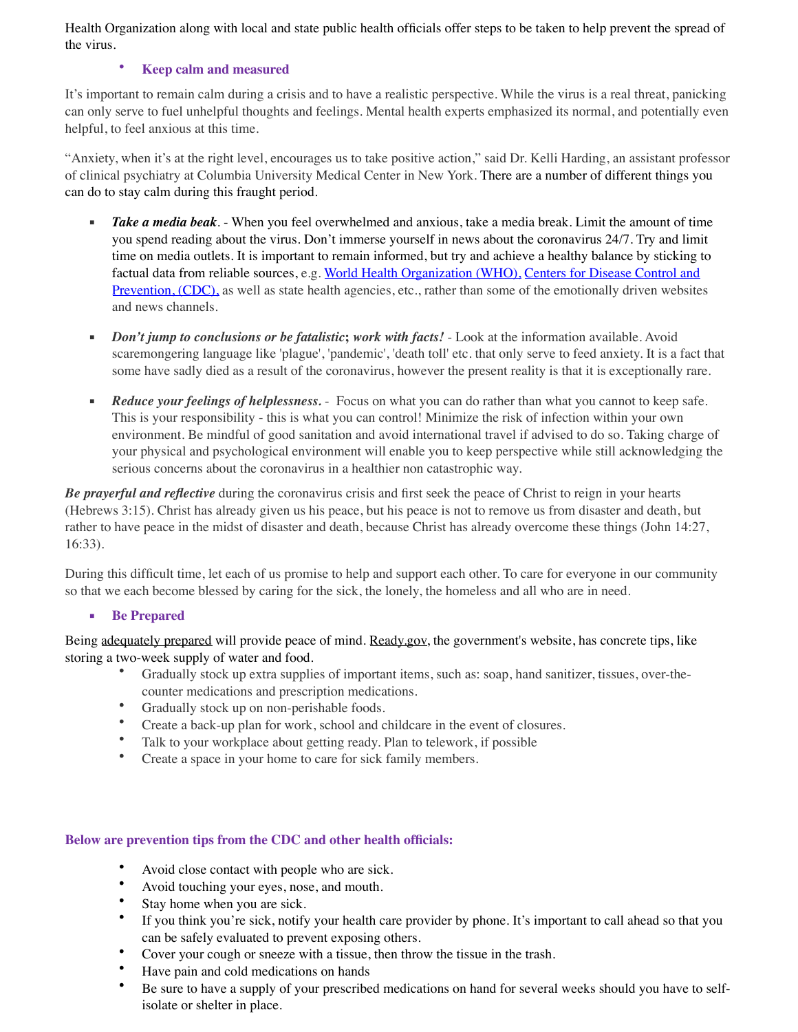Health Organization along with local and state public health officials offer steps to be taken to help prevent the spread of the virus.

- **Keep calm and measured**

It's important to remain calm during a crisis and to have a realistic perspective. While the virus is a real threat, panicking can only serve to fuel unhelpful thoughts and feelings. Mental health experts emphasized its normal, and potentially even helpful, to feel anxious at this time.

"Anxiety, when it's at the right level, encourages us to take positive action," said Dr. Kelli Harding, an assistant professor of clinical psychiatry at Columbia University Medical Center in New York. There are a number of different things you can do to stay calm during this fraught period.

- ***Take a media beak***. - When you feel overwhelmed and anxious, take a media break. Limit the amount of time you spend reading about the virus. Don't immerse yourself in news about the coronavirus 24/7. Try and limit time on media outlets. It is important to remain informed, but try and achieve a healthy balance by sticking to factual data from reliable sources, e.g. [World Health Organization (WHO),]() [Centers for Disease Control and Prevention, (CDC),]() as well as state health agencies, etc., rather than some of the emotionally driven websites and news channels.

- ***Don't jump to conclusions or be fatalistic*; *work with facts!*** - Look at the information available. Avoid scaremongering language like 'plague', 'pandemic', 'death toll' etc. that only serve to feed anxiety. It is a fact that some have sadly died as a result of the coronavirus, however the present reality is that it is exceptionally rare.

- ***Reduce your feelings of helplessness.*** - Focus on what you can do rather than what you cannot to keep safe. This is your responsibility - this is what you can control! Minimize the risk of infection within your own environment. Be mindful of good sanitation and avoid international travel if advised to do so. Taking charge of your physical and psychological environment will enable you to keep perspective while still acknowledging the serious concerns about the coronavirus in a healthier non catastrophic way.

***Be prayerful and reflective*** during the coronavirus crisis and first seek the peace of Christ to reign in your hearts (Hebrews 3:15). Christ has already given us his peace, but his peace is not to remove us from disaster and death, but rather to have peace in the midst of disaster and death, because Christ has already overcome these things (John 14:27, 16:33).

During this difficult time, let each of us promise to help and support each other. To care for everyone in our community so that we each become blessed by caring for the sick, the lonely, the homeless and all who are in need.

- **Be Prepared**

Being adequately prepared will provide peace of mind. Ready.gov, the government's website, has concrete tips, like storing a two-week supply of water and food.

- Gradually stock up extra supplies of important items, such as: soap, hand sanitizer, tissues, over-the-counter medications and prescription medications.
- Gradually stock up on non-perishable foods.
- Create a back-up plan for work, school and childcare in the event of closures.
- Talk to your workplace about getting ready. Plan to telework, if possible
- Create a space in your home to care for sick family members.

**Below are prevention tips from the CDC and other health officials:**

- Avoid close contact with people who are sick.
- Avoid touching your eyes, nose, and mouth.
- Stay home when you are sick.
- If you think you're sick, notify your health care provider by phone. It's important to call ahead so that you can be safely evaluated to prevent exposing others.
- Cover your cough or sneeze with a tissue, then throw the tissue in the trash.
- Have pain and cold medications on hands
- Be sure to have a supply of your prescribed medications on hand for several weeks should you have to self-isolate or shelter in place.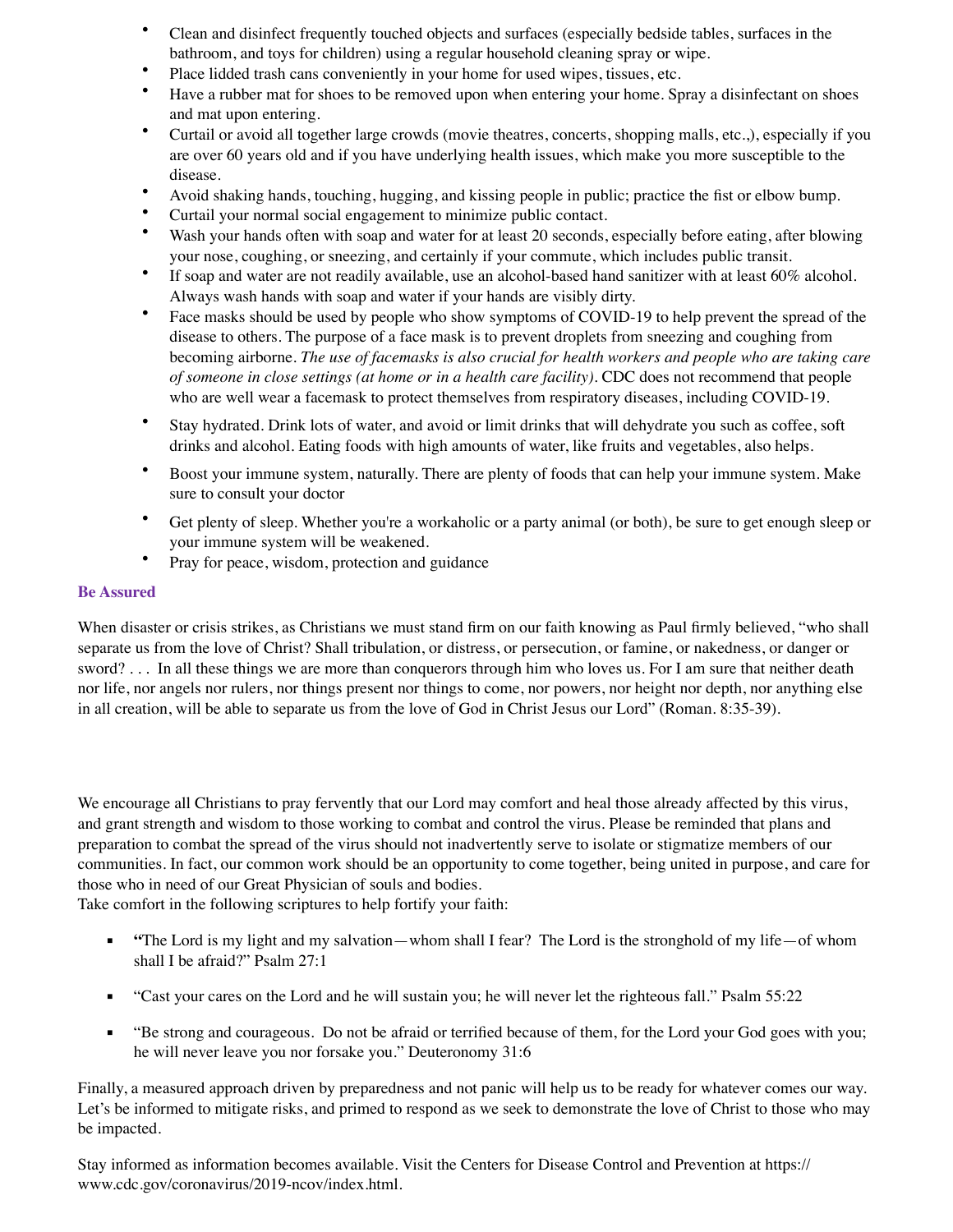- Clean and disinfect frequently touched objects and surfaces (especially bedside tables, surfaces in the bathroom, and toys for children) using a regular household cleaning spray or wipe.
- Place lidded trash cans conveniently in your home for used wipes, tissues, etc.
- Have a rubber mat for shoes to be removed upon when entering your home. Spray a disinfectant on shoes and mat upon entering.
- Curtail or avoid all together large crowds (movie theatres, concerts, shopping malls, etc.,), especially if you are over 60 years old and if you have underlying health issues, which make you more susceptible to the disease.
- Avoid shaking hands, touching, hugging, and kissing people in public; practice the fist or elbow bump.
- Curtail your normal social engagement to minimize public contact.
- Wash your hands often with soap and water for at least 20 seconds, especially before eating, after blowing your nose, coughing, or sneezing, and certainly if your commute, which includes public transit.
- If soap and water are not readily available, use an alcohol-based hand sanitizer with at least 60% alcohol. Always wash hands with soap and water if your hands are visibly dirty.
- Face masks should be used by people who show symptoms of COVID-19 to help prevent the spread of the disease to others. The purpose of a face mask is to prevent droplets from sneezing and coughing from becoming airborne. *The use of facemasks is also crucial for health workers and people who are taking care of someone in close settings (at home or in a health care facility).* CDC does not recommend that people who are well wear a facemask to protect themselves from respiratory diseases, including COVID-19.
- Stay hydrated. Drink lots of water, and avoid or limit drinks that will dehydrate you such as coffee, soft drinks and alcohol. Eating foods with high amounts of water, like fruits and vegetables, also helps.
- Boost your immune system, naturally. There are plenty of foods that can help your immune system. Make sure to consult your doctor
- Get plenty of sleep. Whether you're a workaholic or a party animal (or both), be sure to get enough sleep or your immune system will be weakened.
- Pray for peace, wisdom, protection and guidance

### Be Assured

When disaster or crisis strikes, as Christians we must stand firm on our faith knowing as Paul firmly believed, "who shall separate us from the love of Christ? Shall tribulation, or distress, or persecution, or famine, or nakedness, or danger or sword? . . . In all these things we are more than conquerors through him who loves us. For I am sure that neither death nor life, nor angels nor rulers, nor things present nor things to come, nor powers, nor height nor depth, nor anything else in all creation, will be able to separate us from the love of God in Christ Jesus our Lord" (Roman. 8:35-39).

We encourage all Christians to pray fervently that our Lord may comfort and heal those already affected by this virus, and grant strength and wisdom to those working to combat and control the virus. Please be reminded that plans and preparation to combat the spread of the virus should not inadvertently serve to isolate or stigmatize members of our communities. In fact, our common work should be an opportunity to come together, being united in purpose, and care for those who in need of our Great Physician of souls and bodies.
Take comfort in the following scriptures to help fortify your faith:

- "The Lord is my light and my salvation—whom shall I fear? The Lord is the stronghold of my life—of whom shall I be afraid?" Psalm 27:1
- "Cast your cares on the Lord and he will sustain you; he will never let the righteous fall." Psalm 55:22
- "Be strong and courageous. Do not be afraid or terrified because of them, for the Lord your God goes with you; he will never leave you nor forsake you." Deuteronomy 31:6

Finally, a measured approach driven by preparedness and not panic will help us to be ready for whatever comes our way. Let's be informed to mitigate risks, and primed to respond as we seek to demonstrate the love of Christ to those who may be impacted.

Stay informed as information becomes available. Visit the Centers for Disease Control and Prevention at https://www.cdc.gov/coronavirus/2019-ncov/index.html.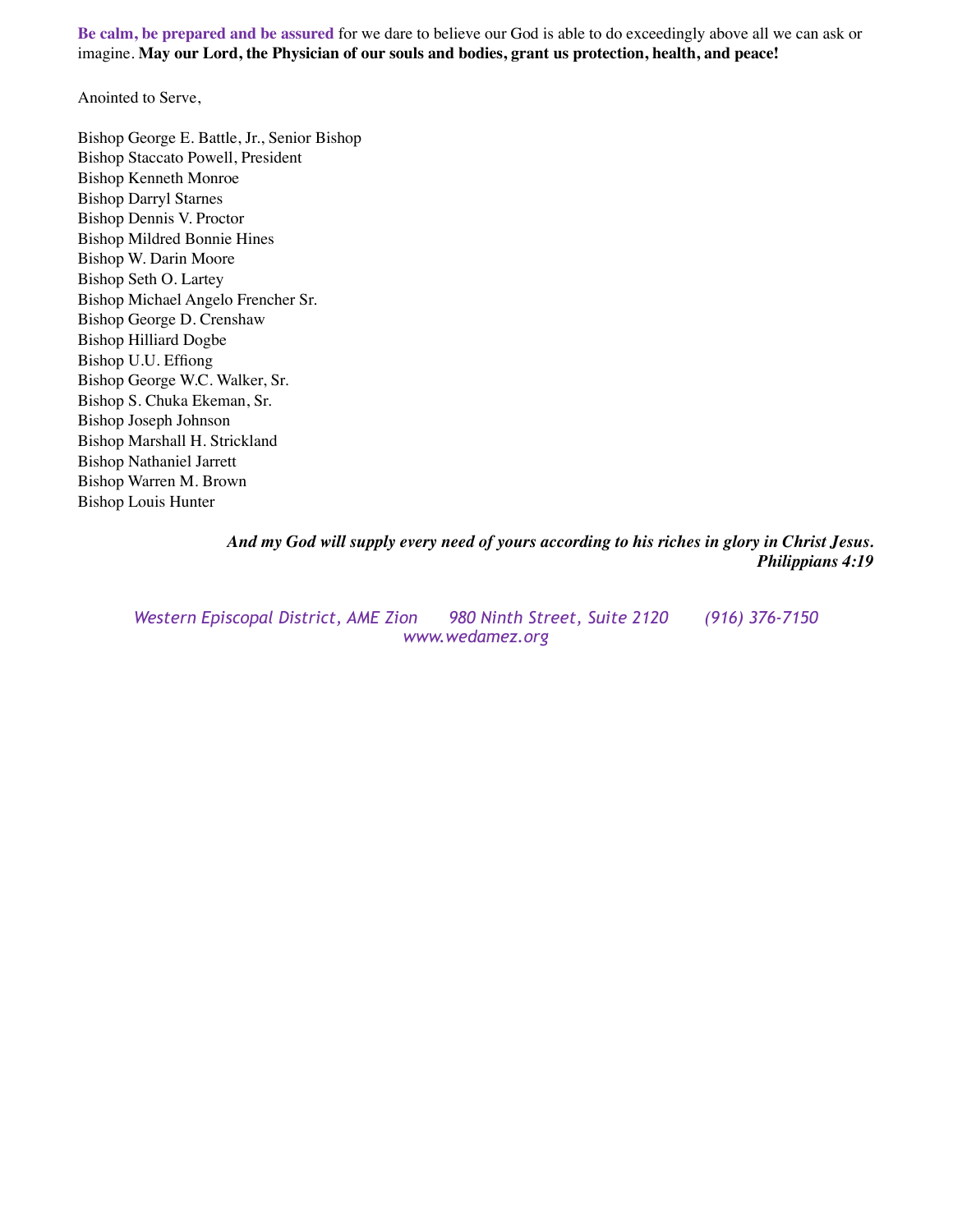**Be calm, be prepared and be assured** for we dare to believe our God is able to do exceedingly above all we can ask or imagine. **May our Lord, the Physician of our souls and bodies, grant us protection, health, and peace!**

Anointed to Serve,

Bishop George E. Battle, Jr., Senior Bishop
Bishop Staccato Powell, President
Bishop Kenneth Monroe
Bishop Darryl Starnes
Bishop Dennis V. Proctor
Bishop Mildred Bonnie Hines
Bishop W. Darin Moore
Bishop Seth O. Lartey
Bishop Michael Angelo Frencher Sr.
Bishop George D. Crenshaw
Bishop Hilliard Dogbe
Bishop U.U. Effiong
Bishop George W.C. Walker, Sr.
Bishop S. Chuka Ekeman, Sr.
Bishop Joseph Johnson
Bishop Marshall H. Strickland
Bishop Nathaniel Jarrett
Bishop Warren M. Brown
Bishop Louis Hunter

***And my God will supply every need of yours according to his riches in glory in Christ Jesus.***
***Philippians 4:19***

*Western Episcopal District, AME Zion     980 Ninth Street, Suite 2120     (916) 376-7150*
*www.wedamez.org*